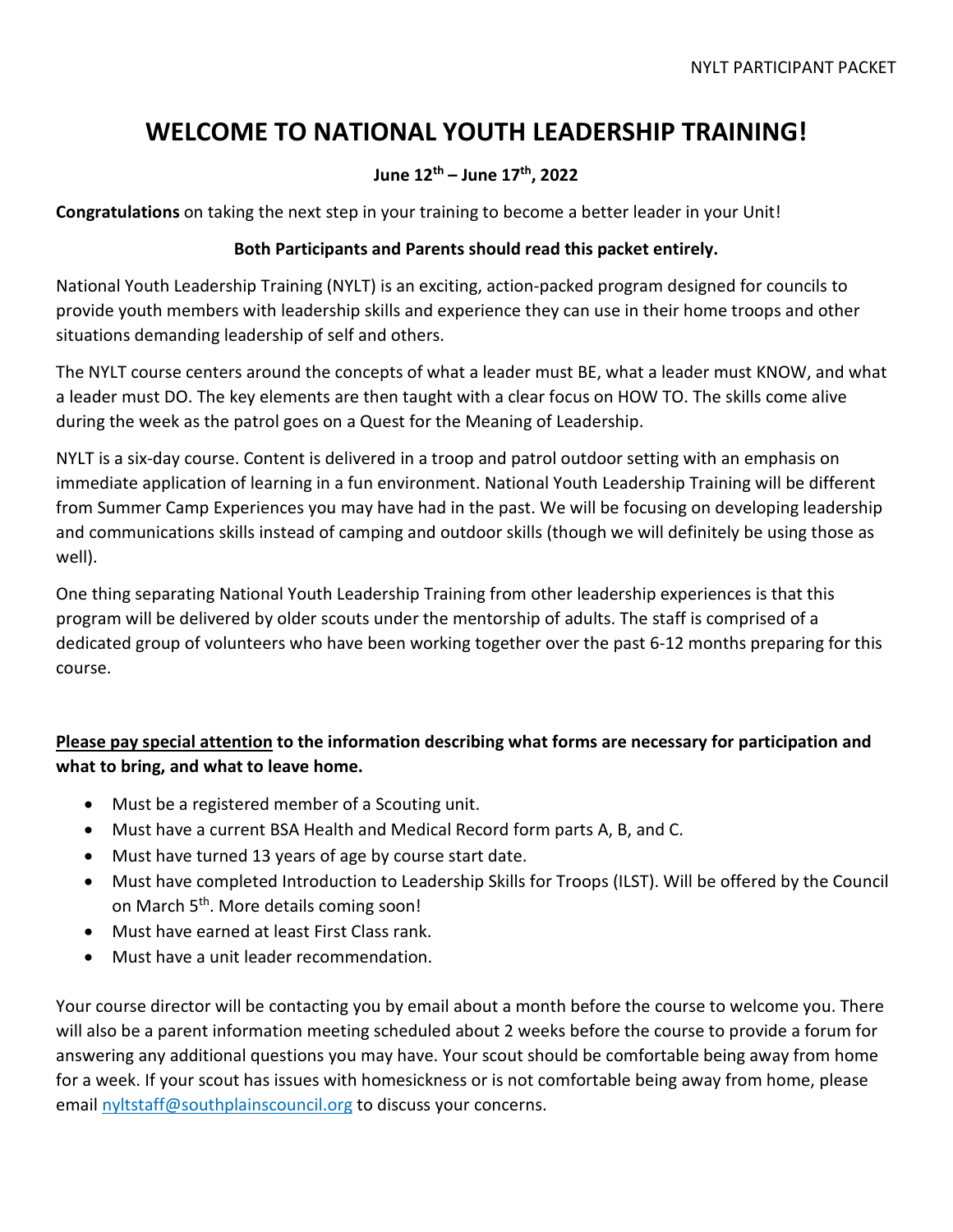# WELCOME TO NATIONAL YOUTH LEADERSHIP TRAINING!

**June 12th – June 17th, 2022**

**Congratulations** on taking the next step in your training to become a better leader in your Unit!

**Both Participants and Parents should read this packet entirely.**

National Youth Leadership Training (NYLT) is an exciting, action-packed program designed for councils to provide youth members with leadership skills and experience they can use in their home troops and other situations demanding leadership of self and others.

The NYLT course centers around the concepts of what a leader must BE, what a leader must KNOW, and what a leader must DO. The key elements are then taught with a clear focus on HOW TO. The skills come alive during the week as the patrol goes on a Quest for the Meaning of Leadership.

NYLT is a six-day course. Content is delivered in a troop and patrol outdoor setting with an emphasis on immediate application of learning in a fun environment. National Youth Leadership Training will be different from Summer Camp Experiences you may have had in the past. We will be focusing on developing leadership and communications skills instead of camping and outdoor skills (though we will definitely be using those as well).

One thing separating National Youth Leadership Training from other leadership experiences is that this program will be delivered by older scouts under the mentorship of adults. The staff is comprised of a dedicated group of volunteers who have been working together over the past 6-12 months preparing for this course.

**Please pay special attention to the information describing what forms are necessary for participation and what to bring, and what to leave home.**

- Must be a registered member of a Scouting unit.
- Must have a current BSA Health and Medical Record form parts A, B, and C.
- Must have turned 13 years of age by course start date.
- Must have completed Introduction to Leadership Skills for Troops (ILST). Will be offered by the Council on March 5th. More details coming soon!
- Must have earned at least First Class rank.
- Must have a unit leader recommendation.

Your course director will be contacting you by email about a month before the course to welcome you. There will also be a parent information meeting scheduled about 2 weeks before the course to provide a forum for answering any additional questions you may have. Your scout should be comfortable being away from home for a week. If your scout has issues with homesickness or is not comfortable being away from home, please email nyltstaff@southplainscouncil.org to discuss your concerns.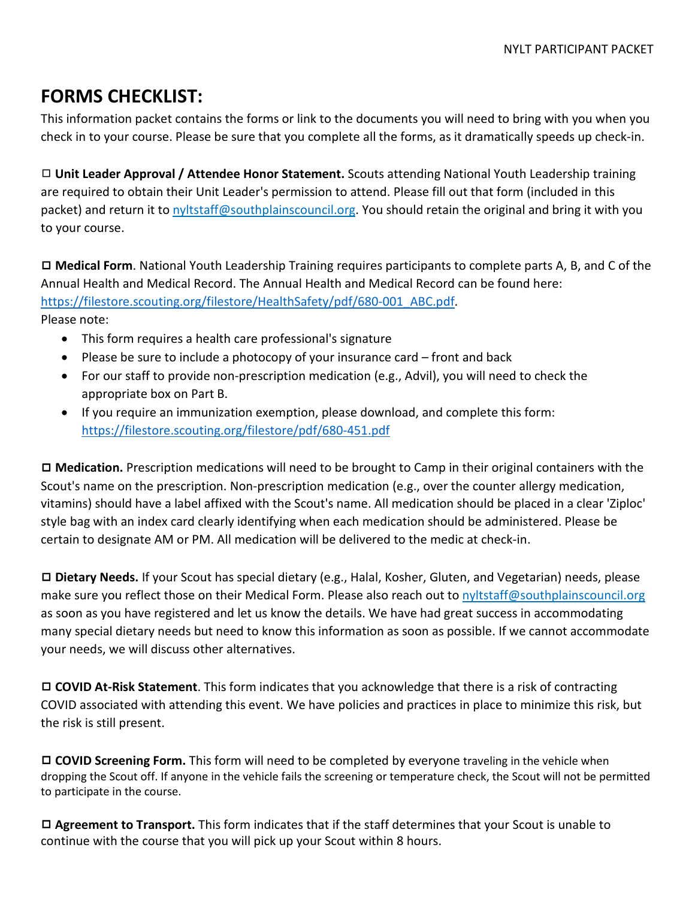# FORMS CHECKLIST:

This information packet contains the forms or link to the documents you will need to bring with you when you check in to your course. Please be sure that you complete all the forms, as it dramatically speeds up check-in.

◻ **Unit Leader Approval / Attendee Honor Statement.** Scouts attending National Youth Leadership training are required to obtain their Unit Leader's permission to attend. Please fill out that form (included in this packet) and return it to nyltstaff@southplainscouncil.org. You should retain the original and bring it with you to your course.

◻ **Medical Form**. National Youth Leadership Training requires participants to complete parts A, B, and C of the Annual Health and Medical Record. The Annual Health and Medical Record can be found here: https://filestore.scouting.org/filestore/HealthSafety/pdf/680-001_ABC.pdf.

Please note:

- This form requires a health care professional's signature
- Please be sure to include a photocopy of your insurance card – front and back
- For our staff to provide non-prescription medication (e.g., Advil), you will need to check the appropriate box on Part B.
- If you require an immunization exemption, please download, and complete this form: https://filestore.scouting.org/filestore/pdf/680-451.pdf

◻ **Medication.** Prescription medications will need to be brought to Camp in their original containers with the Scout's name on the prescription. Non-prescription medication (e.g., over the counter allergy medication, vitamins) should have a label affixed with the Scout's name. All medication should be placed in a clear 'Ziploc' style bag with an index card clearly identifying when each medication should be administered. Please be certain to designate AM or PM. All medication will be delivered to the medic at check-in.

◻ **Dietary Needs.** If your Scout has special dietary (e.g., Halal, Kosher, Gluten, and Vegetarian) needs, please make sure you reflect those on their Medical Form. Please also reach out to nyltstaff@southplainscouncil.org as soon as you have registered and let us know the details. We have had great success in accommodating many special dietary needs but need to know this information as soon as possible. If we cannot accommodate your needs, we will discuss other alternatives.

◻ **COVID At-Risk Statement**. This form indicates that you acknowledge that there is a risk of contracting COVID associated with attending this event. We have policies and practices in place to minimize this risk, but the risk is still present.

◻ **COVID Screening Form.** This form will need to be completed by everyone traveling in the vehicle when dropping the Scout off. If anyone in the vehicle fails the screening or temperature check, the Scout will not be permitted to participate in the course.

◻ **Agreement to Transport.** This form indicates that if the staff determines that your Scout is unable to continue with the course that you will pick up your Scout within 8 hours.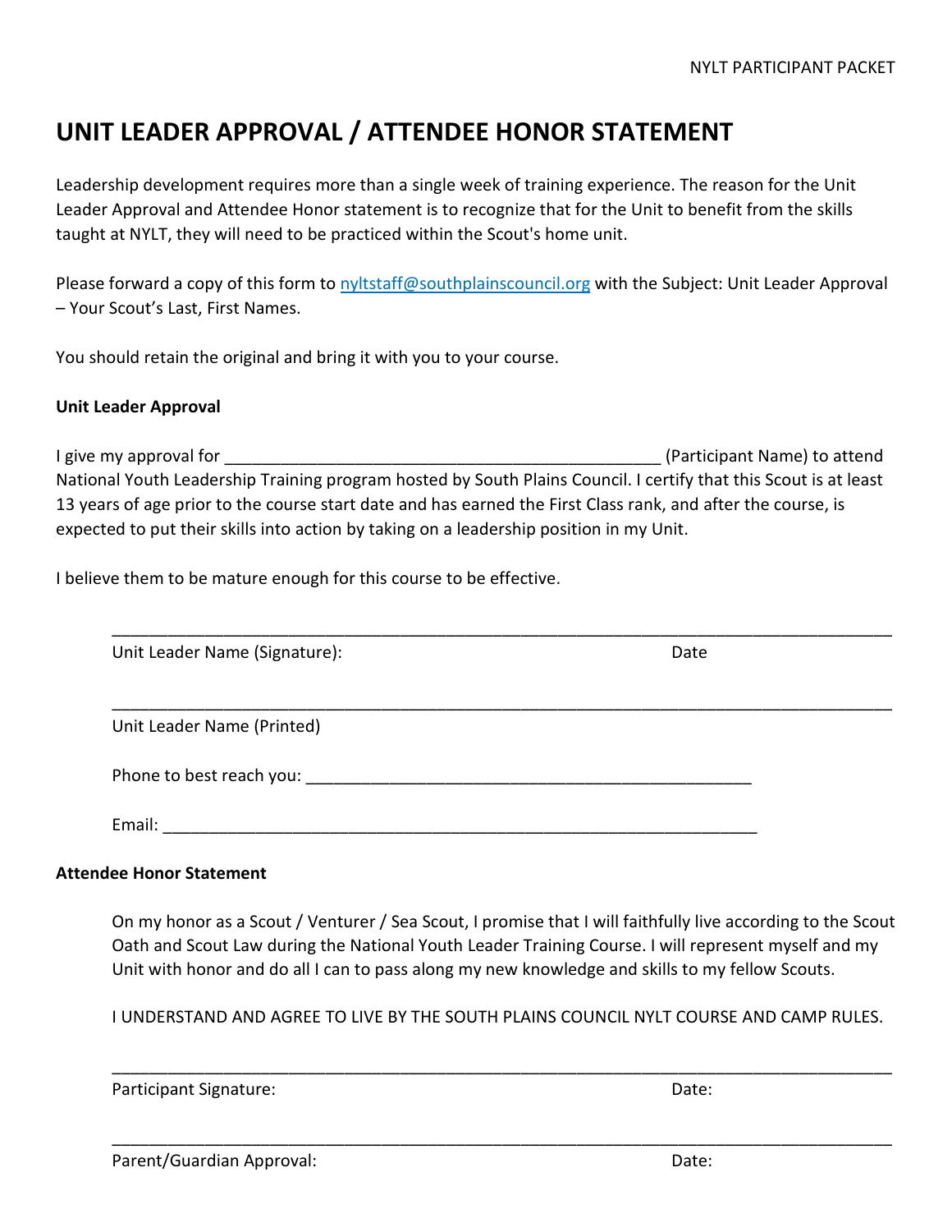# UNIT LEADER APPROVAL / ATTENDEE HONOR STATEMENT

Leadership development requires more than a single week of training experience. The reason for the Unit Leader Approval and Attendee Honor statement is to recognize that for the Unit to benefit from the skills taught at NYLT, they will need to be practiced within the Scout's home unit.

Please forward a copy of this form to nyltstaff@southplainscouncil.org with the Subject: Unit Leader Approval – Your Scout's Last, First Names.

You should retain the original and bring it with you to your course.

**Unit Leader Approval**

I give my approval for ______________________________________________ (Participant Name) to attend National Youth Leadership Training program hosted by South Plains Council. I certify that this Scout is at least 13 years of age prior to the course start date and has earned the First Class rank, and after the course, is expected to put their skills into action by taking on a leadership position in my Unit.

I believe them to be mature enough for this course to be effective.

______________________________________________________________________________

Unit Leader Name (Signature): Date

______________________________________________________________________________

Unit Leader Name (Printed)

Phone to best reach you: _____________________________________________

Email: __________________________________________________________

**Attendee Honor Statement**

On my honor as a Scout / Venturer / Sea Scout, I promise that I will faithfully live according to the Scout Oath and Scout Law during the National Youth Leader Training Course. I will represent myself and my Unit with honor and do all I can to pass along my new knowledge and skills to my fellow Scouts.

I UNDERSTAND AND AGREE TO LIVE BY THE SOUTH PLAINS COUNCIL NYLT COURSE AND CAMP RULES.

______________________________________________________________________________

Participant Signature: Date:

______________________________________________________________________________

Parent/Guardian Approval: Date: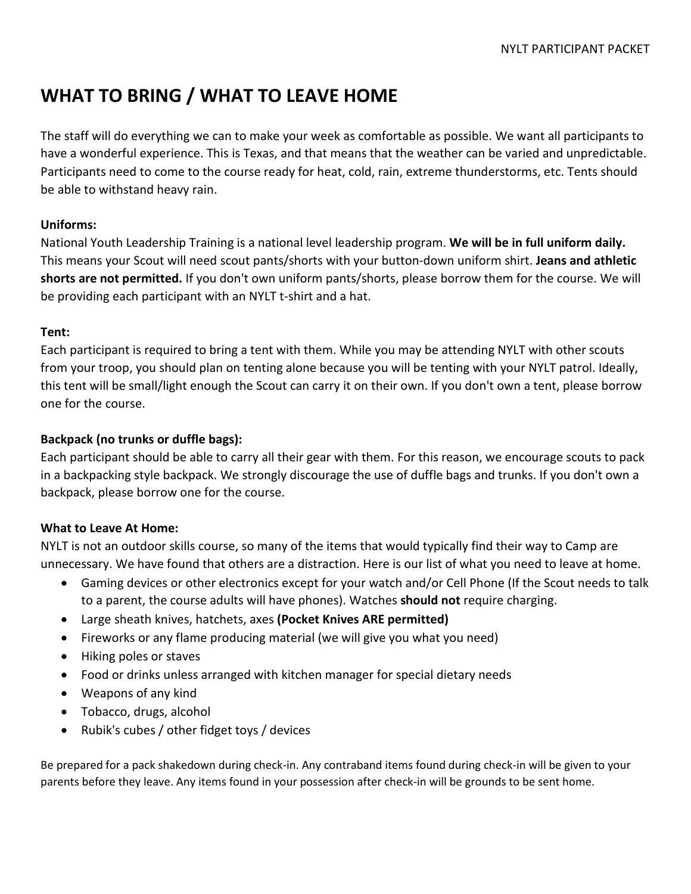# WHAT TO BRING / WHAT TO LEAVE HOME

The staff will do everything we can to make your week as comfortable as possible. We want all participants to have a wonderful experience. This is Texas, and that means that the weather can be varied and unpredictable. Participants need to come to the course ready for heat, cold, rain, extreme thunderstorms, etc. Tents should be able to withstand heavy rain.

**Uniforms:**
National Youth Leadership Training is a national level leadership program. **We will be in full uniform daily.** This means your Scout will need scout pants/shorts with your button-down uniform shirt. **Jeans and athletic shorts are not permitted.** If you don't own uniform pants/shorts, please borrow them for the course. We will be providing each participant with an NYLT t-shirt and a hat.

**Tent:**
Each participant is required to bring a tent with them. While you may be attending NYLT with other scouts from your troop, you should plan on tenting alone because you will be tenting with your NYLT patrol. Ideally, this tent will be small/light enough the Scout can carry it on their own. If you don't own a tent, please borrow one for the course.

**Backpack (no trunks or duffle bags):**
Each participant should be able to carry all their gear with them. For this reason, we encourage scouts to pack in a backpacking style backpack. We strongly discourage the use of duffle bags and trunks. If you don't own a backpack, please borrow one for the course.

**What to Leave At Home:**
NYLT is not an outdoor skills course, so many of the items that would typically find their way to Camp are unnecessary. We have found that others are a distraction. Here is our list of what you need to leave at home.

- Gaming devices or other electronics except for your watch and/or Cell Phone (If the Scout needs to talk to a parent, the course adults will have phones). Watches **should not** require charging.
- Large sheath knives, hatchets, axes **(Pocket Knives ARE permitted)**
- Fireworks or any flame producing material (we will give you what you need)
- Hiking poles or staves
- Food or drinks unless arranged with kitchen manager for special dietary needs
- Weapons of any kind
- Tobacco, drugs, alcohol
- Rubik's cubes / other fidget toys / devices

Be prepared for a pack shakedown during check-in. Any contraband items found during check-in will be given to your parents before they leave. Any items found in your possession after check-in will be grounds to be sent home.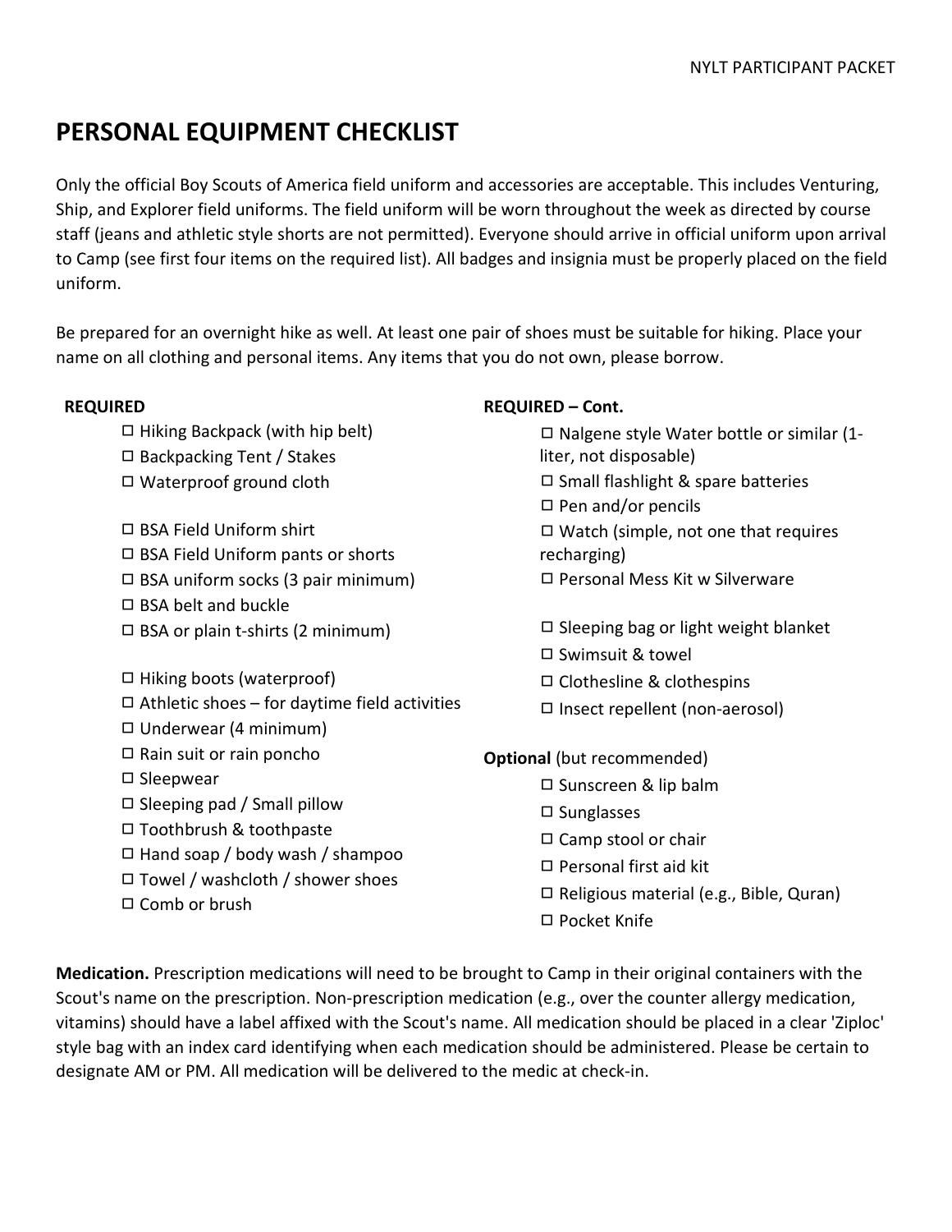## PERSONAL EQUIPMENT CHECKLIST

Only the official Boy Scouts of America field uniform and accessories are acceptable. This includes Venturing, Ship, and Explorer field uniforms. The field uniform will be worn throughout the week as directed by course staff (jeans and athletic style shorts are not permitted). Everyone should arrive in official uniform upon arrival to Camp (see first four items on the required list). All badges and insignia must be properly placed on the field uniform.

Be prepared for an overnight hike as well. At least one pair of shoes must be suitable for hiking. Place your name on all clothing and personal items. Any items that you do not own, please borrow.

**REQUIRED**

- ☐ Hiking Backpack (with hip belt)
- ☐ Backpacking Tent / Stakes
- ☐ Waterproof ground cloth

- ☐ BSA Field Uniform shirt
- ☐ BSA Field Uniform pants or shorts
- ☐ BSA uniform socks (3 pair minimum)
- ☐ BSA belt and buckle
- ☐ BSA or plain t-shirts (2 minimum)

- ☐ Hiking boots (waterproof)
- ☐ Athletic shoes – for daytime field activities
- ☐ Underwear (4 minimum)
- ☐ Rain suit or rain poncho
- ☐ Sleepwear
- ☐ Sleeping pad / Small pillow
- ☐ Toothbrush & toothpaste
- ☐ Hand soap / body wash / shampoo
- ☐ Towel / washcloth / shower shoes
- ☐ Comb or brush

**REQUIRED – Cont.**

- ☐ Nalgene style Water bottle or similar (1-liter, not disposable)
- ☐ Small flashlight & spare batteries
- ☐ Pen and/or pencils
- ☐ Watch (simple, not one that requires recharging)
- ☐ Personal Mess Kit w Silverware

- ☐ Sleeping bag or light weight blanket
- ☐ Swimsuit & towel
- ☐ Clothesline & clothespins
- ☐ Insect repellent (non-aerosol)

**Optional** (but recommended)

- ☐ Sunscreen & lip balm
- ☐ Sunglasses
- ☐ Camp stool or chair
- ☐ Personal first aid kit
- ☐ Religious material (e.g., Bible, Quran)
- ☐ Pocket Knife

**Medication.** Prescription medications will need to be brought to Camp in their original containers with the Scout's name on the prescription. Non-prescription medication (e.g., over the counter allergy medication, vitamins) should have a label affixed with the Scout's name. All medication should be placed in a clear 'Ziploc' style bag with an index card identifying when each medication should be administered. Please be certain to designate AM or PM. All medication will be delivered to the medic at check-in.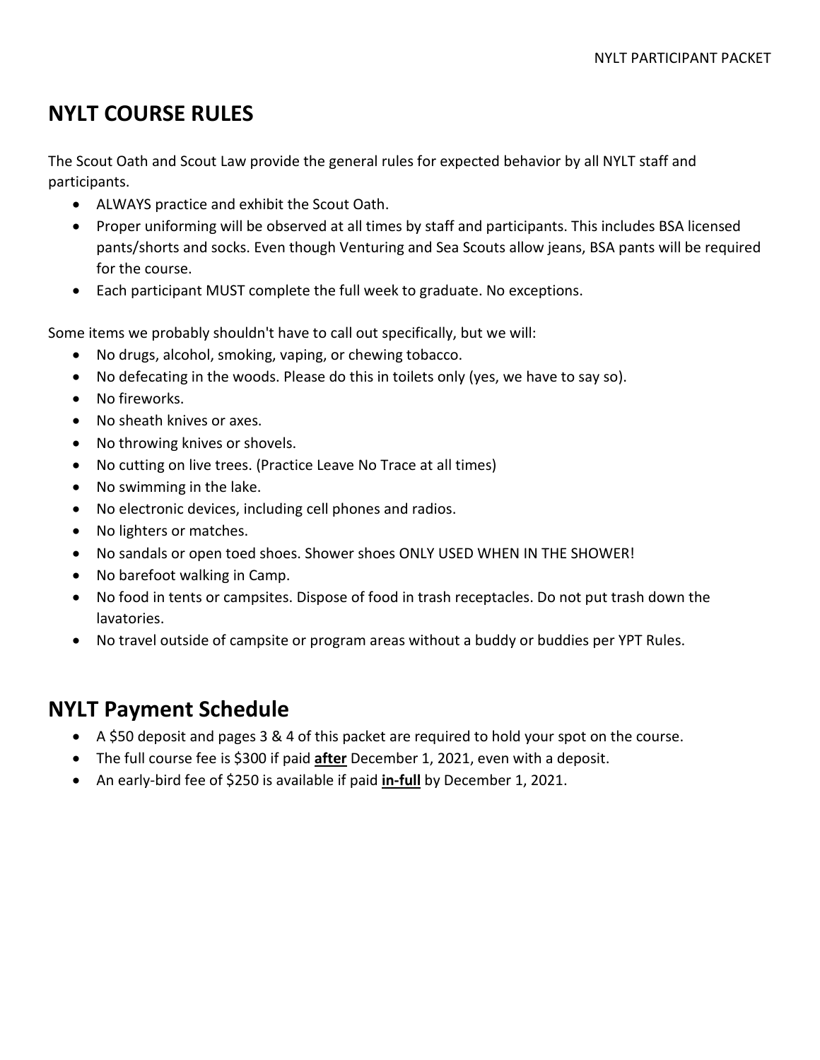## NYLT COURSE RULES

The Scout Oath and Scout Law provide the general rules for expected behavior by all NYLT staff and participants.

- ALWAYS practice and exhibit the Scout Oath.
- Proper uniforming will be observed at all times by staff and participants. This includes BSA licensed pants/shorts and socks. Even though Venturing and Sea Scouts allow jeans, BSA pants will be required for the course.
- Each participant MUST complete the full week to graduate. No exceptions.

Some items we probably shouldn't have to call out specifically, but we will:

- No drugs, alcohol, smoking, vaping, or chewing tobacco.
- No defecating in the woods. Please do this in toilets only (yes, we have to say so).
- No fireworks.
- No sheath knives or axes.
- No throwing knives or shovels.
- No cutting on live trees. (Practice Leave No Trace at all times)
- No swimming in the lake.
- No electronic devices, including cell phones and radios.
- No lighters or matches.
- No sandals or open toed shoes. Shower shoes ONLY USED WHEN IN THE SHOWER!
- No barefoot walking in Camp.
- No food in tents or campsites. Dispose of food in trash receptacles. Do not put trash down the lavatories.
- No travel outside of campsite or program areas without a buddy or buddies per YPT Rules.

## NYLT Payment Schedule

- A $50 deposit and pages 3 & 4 of this packet are required to hold your spot on the course.
- The full course fee is $300 if paid **after** December 1, 2021, even with a deposit.
- An early-bird fee of $250 is available if paid **in-full** by December 1, 2021.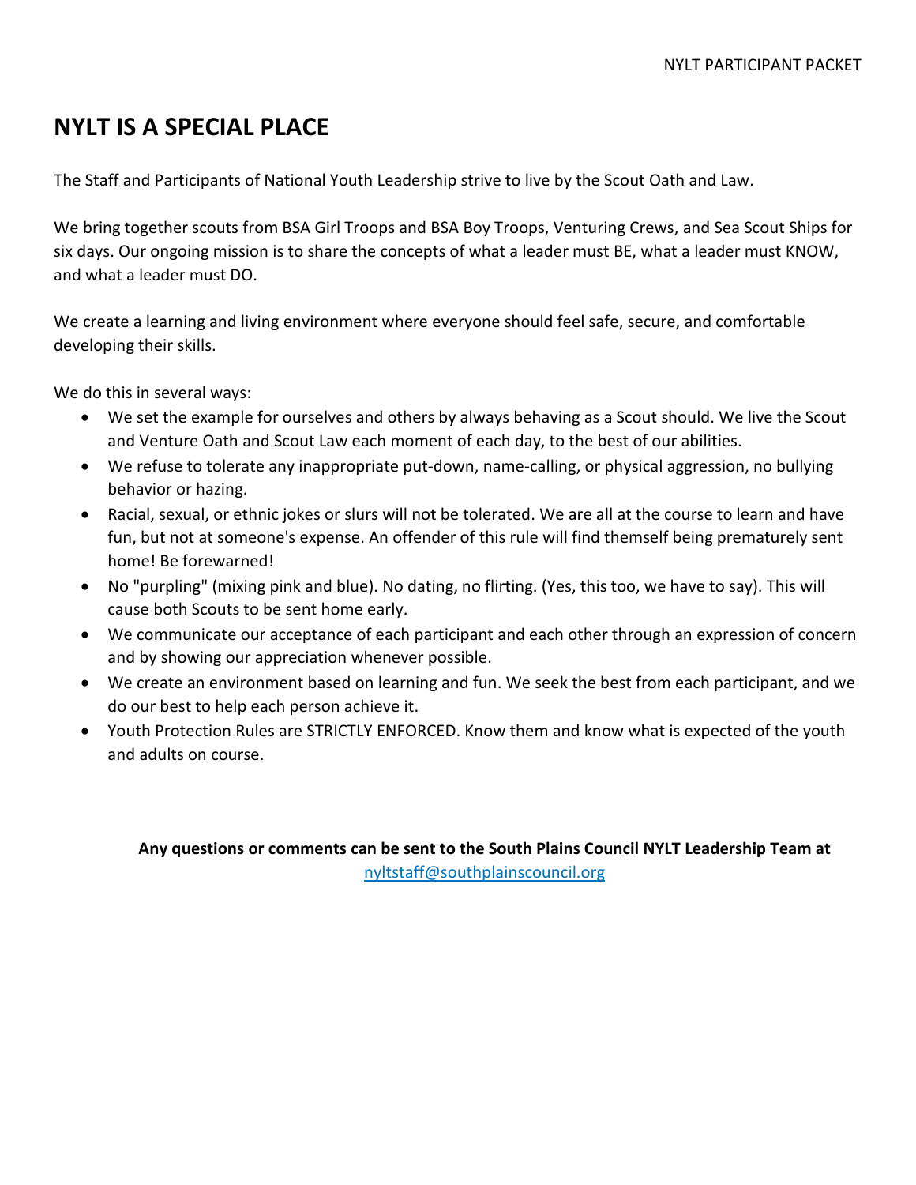# NYLT IS A SPECIAL PLACE

The Staff and Participants of National Youth Leadership strive to live by the Scout Oath and Law.

We bring together scouts from BSA Girl Troops and BSA Boy Troops, Venturing Crews, and Sea Scout Ships for six days. Our ongoing mission is to share the concepts of what a leader must BE, what a leader must KNOW, and what a leader must DO.

We create a learning and living environment where everyone should feel safe, secure, and comfortable developing their skills.

We do this in several ways:

- We set the example for ourselves and others by always behaving as a Scout should. We live the Scout and Venture Oath and Scout Law each moment of each day, to the best of our abilities.
- We refuse to tolerate any inappropriate put-down, name-calling, or physical aggression, no bullying behavior or hazing.
- Racial, sexual, or ethnic jokes or slurs will not be tolerated. We are all at the course to learn and have fun, but not at someone's expense. An offender of this rule will find themself being prematurely sent home! Be forewarned!
- No "purpling" (mixing pink and blue). No dating, no flirting. (Yes, this too, we have to say). This will cause both Scouts to be sent home early.
- We communicate our acceptance of each participant and each other through an expression of concern and by showing our appreciation whenever possible.
- We create an environment based on learning and fun. We seek the best from each participant, and we do our best to help each person achieve it.
- Youth Protection Rules are STRICTLY ENFORCED. Know them and know what is expected of the youth and adults on course.

**Any questions or comments can be sent to the South Plains Council NYLT Leadership Team at** nyltstaff@southplainscouncil.org